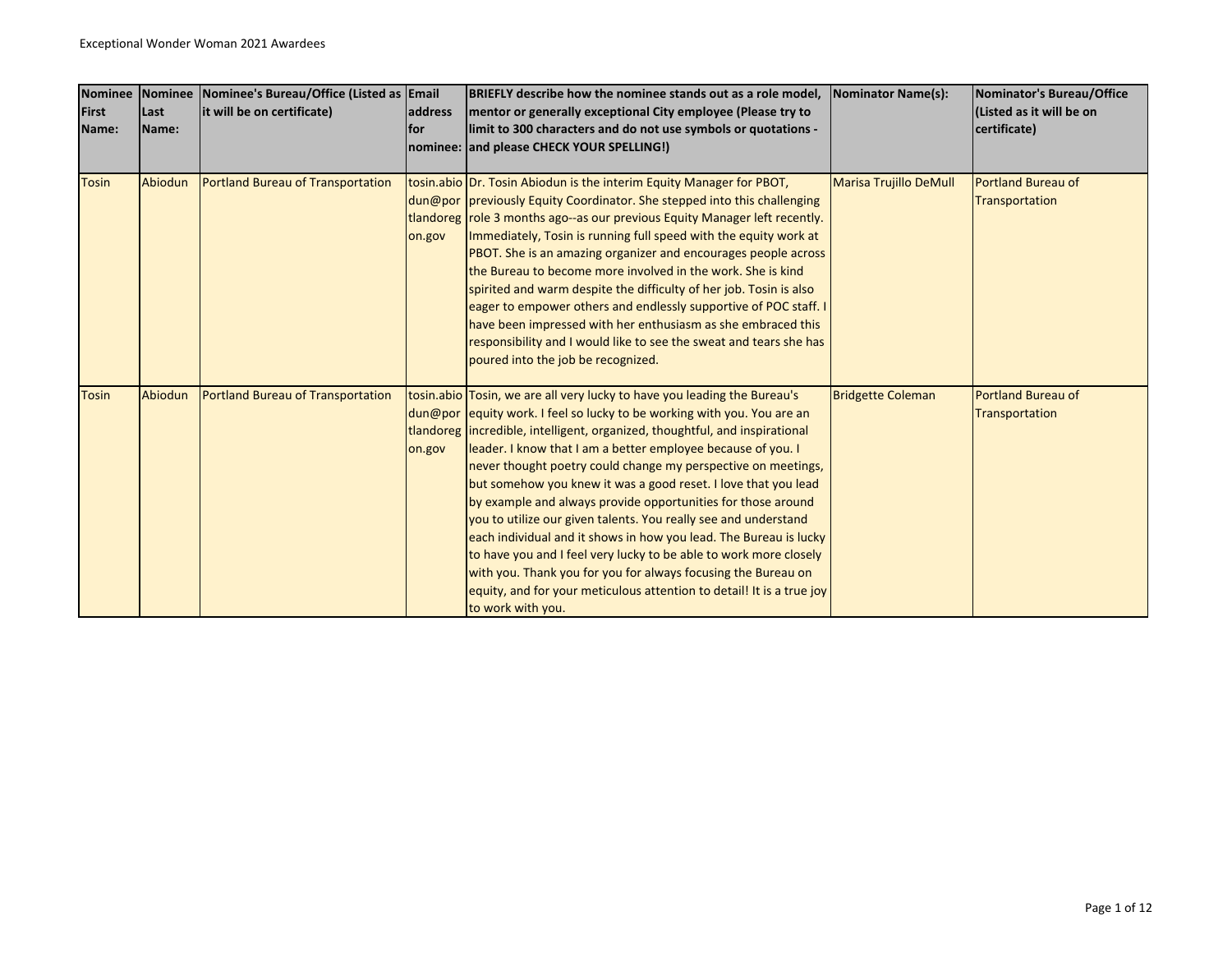Exceptional Wonder Woman 2021 Awardees

| Nominee First Name: | Nominee Last Name: | Nominee's Bureau/Office (Listed as it will be on certificate) | Email address for nominee: | BRIEFLY describe how the nominee stands out as a role model, mentor or generally exceptional City employee (Please try to limit to 300 characters and do not use symbols or quotations - and please CHECK YOUR SPELLING!) | Nominator Name(s): | Nominator's Bureau/Office (Listed as it will be on certificate) |
|---|---|---|---|---|---|---|
| Tosin | Abiodun | Portland Bureau of Transportation | tosin.abiodun@portlandoregon.gov | Dr. Tosin Abiodun is the interim Equity Manager for PBOT, previously Equity Coordinator. She stepped into this challenging role 3 months ago--as our previous Equity Manager left recently. Immediately, Tosin is running full speed with the equity work at PBOT. She is an amazing organizer and encourages people across the Bureau to become more involved in the work. She is kind spirited and warm despite the difficulty of her job. Tosin is also eager to empower others and endlessly supportive of POC staff. I have been impressed with her enthusiasm as she embraced this responsibility and I would like to see the sweat and tears she has poured into the job be recognized. | Marisa Trujillo DeMull | Portland Bureau of Transportation |
| Tosin | Abiodun | Portland Bureau of Transportation | tosin.abiodun@portlandoregon.gov | Tosin, we are all very lucky to have you leading the Bureau's equity work. I feel so lucky to be working with you. You are an incredible, intelligent, organized, thoughtful, and inspirational leader. I know that I am a better employee because of you. I never thought poetry could change my perspective on meetings, but somehow you knew it was a good reset. I love that you lead by example and always provide opportunities for those around you to utilize our given talents. You really see and understand each individual and it shows in how you lead. The Bureau is lucky to have you and I feel very lucky to be able to work more closely with you. Thank you for you for always focusing the Bureau on equity, and for your meticulous attention to detail! It is a true joy to work with you. | Bridgette Coleman | Portland Bureau of Transportation |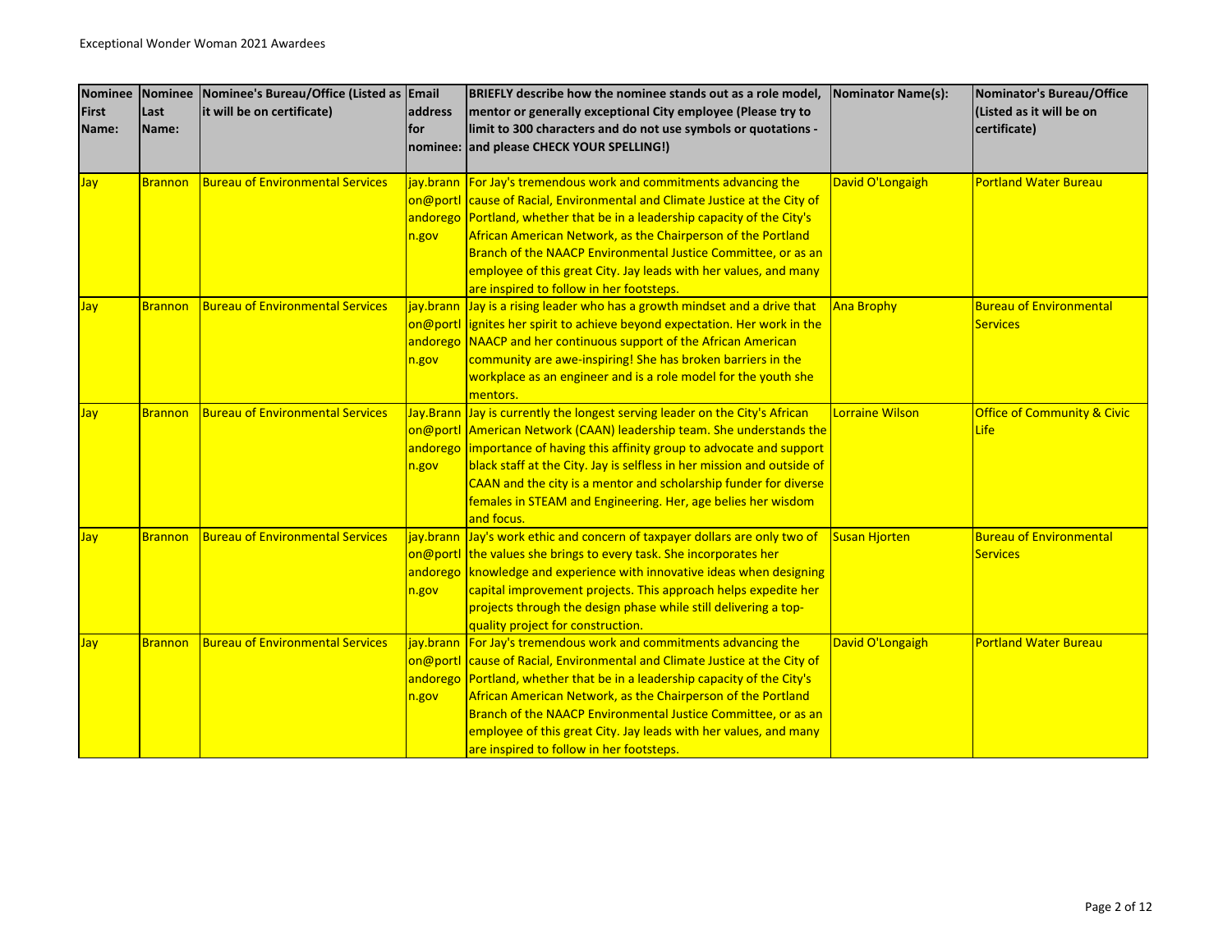| Nominee First Name: | Nominee Last Name: | Nominee's Bureau/Office (Listed as it will be on certificate) | Email address for nominee: | BRIEFLY describe how the nominee stands out as a role model, mentor or generally exceptional City employee (Please try to limit to 300 characters and do not use symbols or quotations - and please CHECK YOUR SPELLING!) | Nominator Name(s): | Nominator's Bureau/Office (Listed as it will be on certificate) |
|---|---|---|---|---|---|---|
| Jay | Brannon | Bureau of Environmental Services | jay.brannon@portlandoregon.gov | For Jay's tremendous work and commitments advancing the cause of Racial, Environmental and Climate Justice at the City of Portland, whether that be in a leadership capacity of the City's African American Network, as the Chairperson of the Portland Branch of the NAACP Environmental Justice Committee, or as an employee of this great City. Jay leads with her values, and many are inspired to follow in her footsteps. | David O'Longaigh | Portland Water Bureau |
| Jay | Brannon | Bureau of Environmental Services | jay.brannon@portlandoregon.gov | Jay is a rising leader who has a growth mindset and a drive that ignites her spirit to achieve beyond expectation. Her work in the NAACP and her continuous support of the African American community are awe-inspiring! She has broken barriers in the workplace as an engineer and is a role model for the youth she mentors. | Ana Brophy | Bureau of Environmental Services |
| Jay | Brannon | Bureau of Environmental Services | Jay.Brannon@portlandoregon.gov | Jay is currently the longest serving leader on the City's African American Network (CAAN) leadership team. She understands the importance of having this affinity group to advocate and support black staff at the City. Jay is selfless in her mission and outside of CAAN and the city is a mentor and scholarship funder for diverse females in STEAM and Engineering. Her, age belies her wisdom and focus. | Lorraine Wilson | Office of Community & Civic Life |
| Jay | Brannon | Bureau of Environmental Services | jay.brannon@portlandoregon.gov | Jay's work ethic and concern of taxpayer dollars are only two of the values she brings to every task. She incorporates her knowledge and experience with innovative ideas when designing capital improvement projects. This approach helps expedite her projects through the design phase while still delivering a top-quality project for construction. | Susan Hjorten | Bureau of Environmental Services |
| Jay | Brannon | Bureau of Environmental Services | jay.brannon@portlandoregon.gov | For Jay's tremendous work and commitments advancing the cause of Racial, Environmental and Climate Justice at the City of Portland, whether that be in a leadership capacity of the City's African American Network, as the Chairperson of the Portland Branch of the NAACP Environmental Justice Committee, or as an employee of this great City. Jay leads with her values, and many are inspired to follow in her footsteps. | David O'Longaigh | Portland Water Bureau |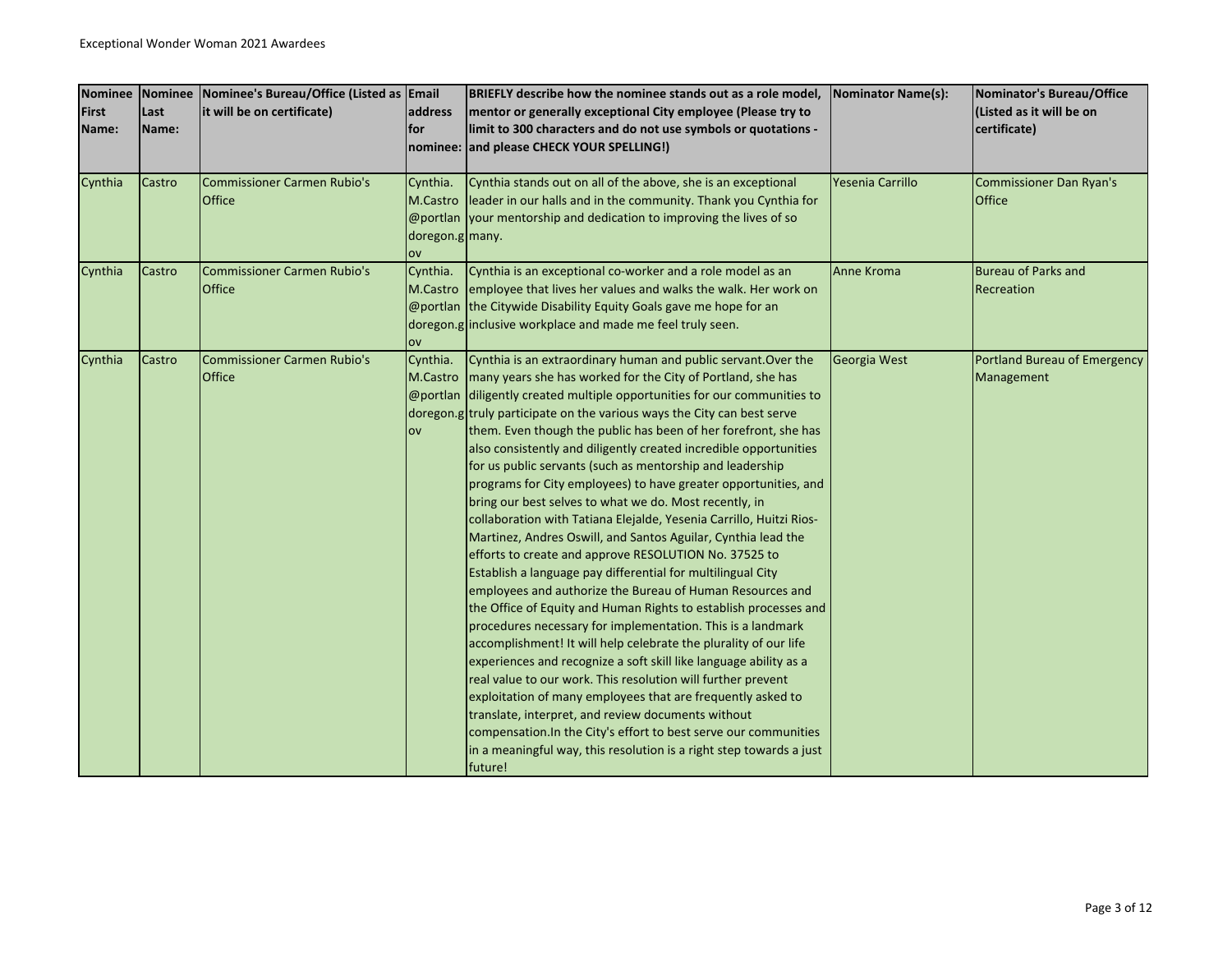| Nominee First Name: | Nominee Last Name: | Nominee's Bureau/Office (Listed as it will be on certificate) | Email address for nominee: | BRIEFLY describe how the nominee stands out as a role model, mentor or generally exceptional City employee (Please try to limit to 300 characters and do not use symbols or quotations - and please CHECK YOUR SPELLING!) | Nominator Name(s): | Nominator's Bureau/Office (Listed as it will be on certificate) |
|---|---|---|---|---|---|---|
| Cynthia | Castro | Commissioner Carmen Rubio's Office | Cynthia.M.Castro@portlandoregon.gov | Cynthia stands out on all of the above, she is an exceptional leader in our halls and in the community. Thank you Cynthia for your mentorship and dedication to improving the lives of so many. | Yesenia Carrillo | Commissioner Dan Ryan's Office |
| Cynthia | Castro | Commissioner Carmen Rubio's Office | Cynthia.M.Castro@portlandoregon.gov | Cynthia is an exceptional co-worker and a role model as an employee that lives her values and walks the walk. Her work on the Citywide Disability Equity Goals gave me hope for an inclusive workplace and made me feel truly seen. | Anne Kroma | Bureau of Parks and Recreation |
| Cynthia | Castro | Commissioner Carmen Rubio's Office | Cynthia.M.Castro@portlandoregon.gov | Cynthia is an extraordinary human and public servant.Over the many years she has worked for the City of Portland, she has diligently created multiple opportunities for our communities to truly participate on the various ways the City can best serve them. Even though the public has been of her forefront, she has also consistently and diligently created incredible opportunities for us public servants (such as mentorship and leadership programs for City employees) to have greater opportunities, and bring our best selves to what we do. Most recently, in collaboration with Tatiana Elejalde, Yesenia Carrillo, Huitzi Rios-Martinez, Andres Oswill, and Santos Aguilar, Cynthia lead the efforts to create and approve RESOLUTION No. 37525 to Establish a language pay differential for multilingual City employees and authorize the Bureau of Human Resources and the Office of Equity and Human Rights to establish processes and procedures necessary for implementation. This is a landmark accomplishment! It will help celebrate the plurality of our life experiences and recognize a soft skill like language ability as a real value to our work. This resolution will further prevent exploitation of many employees that are frequently asked to translate, interpret, and review documents without compensation.In the City's effort to best serve our communities in a meaningful way, this resolution is a right step towards a just future! | Georgia West | Portland Bureau of Emergency Management |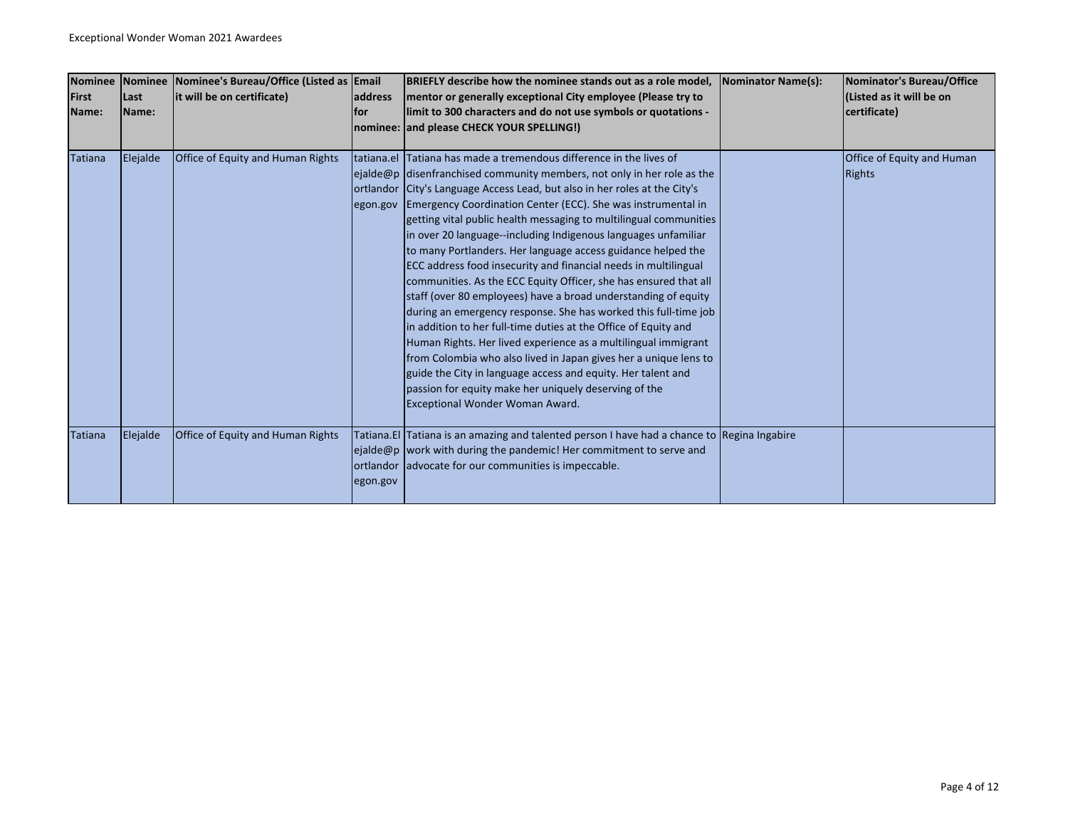| Nominee First Name: | Nominee Last Name: | Nominee's Bureau/Office (Listed as it will be on certificate) | Email address for nominee: | BRIEFLY describe how the nominee stands out as a role model, mentor or generally exceptional City employee (Please try to limit to 300 characters and do not use symbols or quotations - and please CHECK YOUR SPELLING!) | Nominator Name(s): | Nominator's Bureau/Office (Listed as it will be on certificate) |
|---|---|---|---|---|---|---|
| Tatiana | Elejalde | Office of Equity and Human Rights | tatiana.elejalde@portlandoregon.gov | Tatiana has made a tremendous difference in the lives of disenfranchised community members, not only in her role as the City's Language Access Lead, but also in her roles at the City's Emergency Coordination Center (ECC). She was instrumental in getting vital public health messaging to multilingual communities in over 20 language--including Indigenous languages unfamiliar to many Portlanders. Her language access guidance helped the ECC address food insecurity and financial needs in multilingual communities. As the ECC Equity Officer, she has ensured that all staff (over 80 employees) have a broad understanding of equity during an emergency response. She has worked this full-time job in addition to her full-time duties at the Office of Equity and Human Rights. Her lived experience as a multilingual immigrant from Colombia who also lived in Japan gives her a unique lens to guide the City in language access and equity. Her talent and passion for equity make her uniquely deserving of the Exceptional Wonder Woman Award. | | Office of Equity and Human Rights |
| Tatiana | Elejalde | Office of Equity and Human Rights | Tatiana.Elejalde@portlandoregon.gov | Tatiana is an amazing and talented person I have had a chance to work with during the pandemic! Her commitment to serve and advocate for our communities is impeccable. | Regina Ingabire | |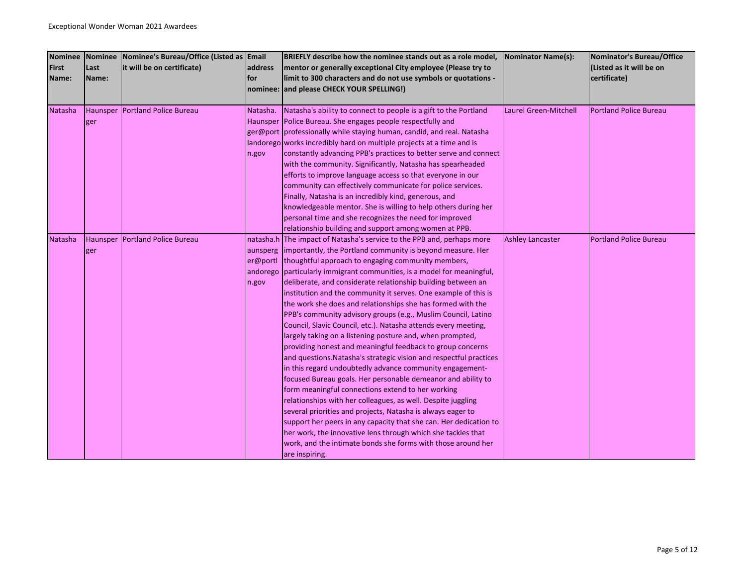| Nominee First Name: | Nominee Last Name: | Nominee's Bureau/Office (Listed as it will be on certificate) | Email address for nominee: | BRIEFLY describe how the nominee stands out as a role model, mentor or generally exceptional City employee (Please try to limit to 300 characters and do not use symbols or quotations - and please CHECK YOUR SPELLING!) | Nominator Name(s): | Nominator's Bureau/Office (Listed as it will be on certificate) |
|---|---|---|---|---|---|---|
| Natasha | Haunsperger | Portland Police Bureau | Natasha.Haunsperger@portlandoregon.gov | Natasha's ability to connect to people is a gift to the Portland Police Bureau. She engages people respectfully and professionally while staying human, candid, and real. Natasha works incredibly hard on multiple projects at a time and is constantly advancing PPB's practices to better serve and connect with the community. Significantly, Natasha has spearheaded efforts to improve language access so that everyone in our community can effectively communicate for police services. Finally, Natasha is an incredibly kind, generous, and knowledgeable mentor. She is willing to help others during her personal time and she recognizes the need for improved relationship building and support among women at PPB. | Laurel Green-Mitchell | Portland Police Bureau |
| Natasha | Haunsperger | Portland Police Bureau | natasha.haunsperger@portlandoregon.gov | The impact of Natasha's service to the PPB and, perhaps more importantly, the Portland community is beyond measure. Her thoughtful approach to engaging community members, particularly immigrant communities, is a model for meaningful, deliberate, and considerate relationship building between an institution and the community it serves. One example of this is the work she does and relationships she has formed with the PPB's community advisory groups (e.g., Muslim Council, Latino Council, Slavic Council, etc.). Natasha attends every meeting, largely taking on a listening posture and, when prompted, providing honest and meaningful feedback to group concerns and questions.Natasha's strategic vision and respectful practices in this regard undoubtedly advance community engagement-focused Bureau goals. Her personable demeanor and ability to form meaningful connections extend to her working relationships with her colleagues, as well. Despite juggling several priorities and projects, Natasha is always eager to support her peers in any capacity that she can. Her dedication to her work, the innovative lens through which she tackles that work, and the intimate bonds she forms with those around her are inspiring. | Ashley Lancaster | Portland Police Bureau |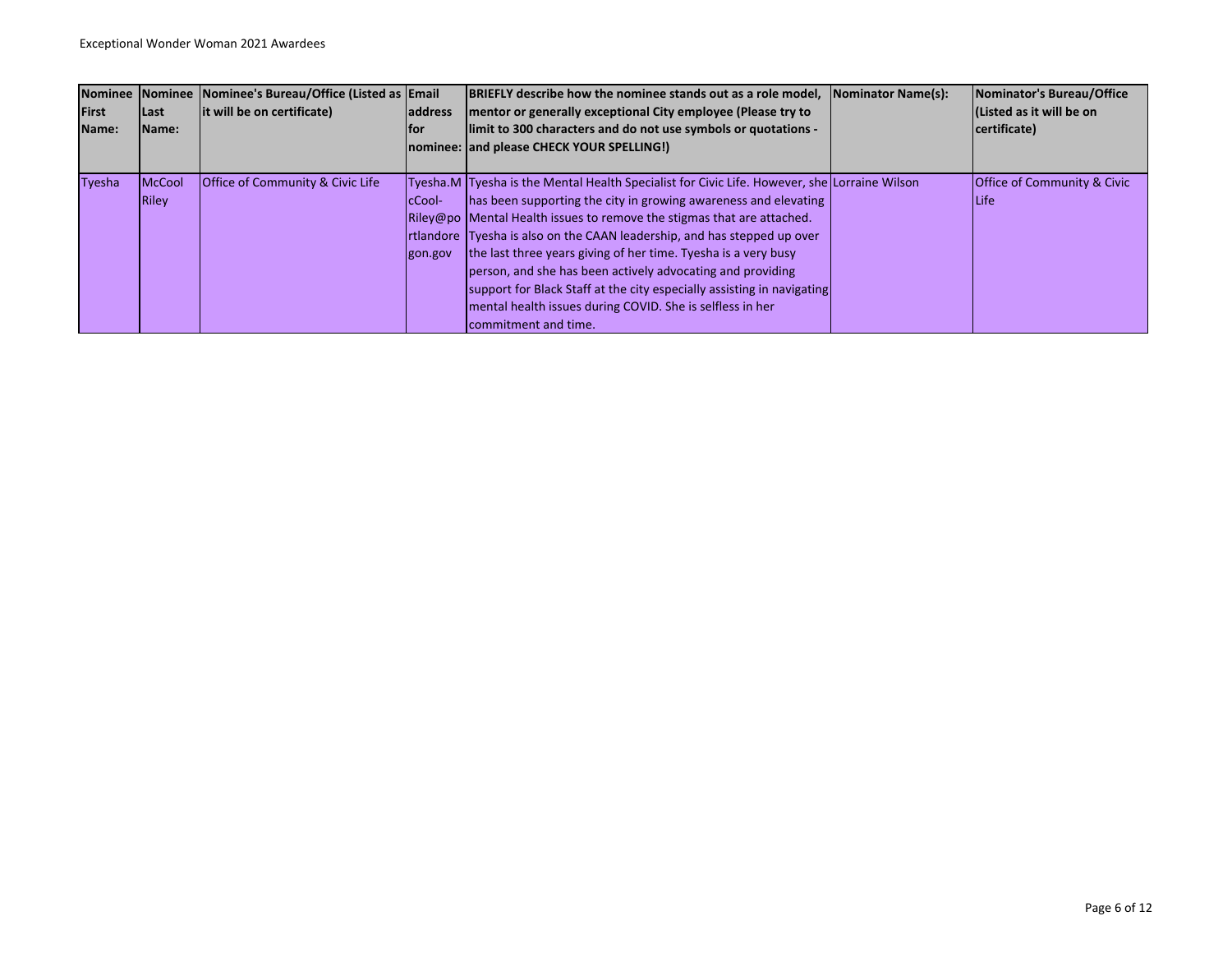| Nominee First Name: | Nominee Last Name: | Nominee's Bureau/Office (Listed as it will be on certificate) | Email address for nominee: | BRIEFLY describe how the nominee stands out as a role model, mentor or generally exceptional City employee (Please try to limit to 300 characters and do not use symbols or quotations - and please CHECK YOUR SPELLING!) | Nominator Name(s): | Nominator's Bureau/Office (Listed as it will be on certificate) |
|---|---|---|---|---|---|---|
| Tyesha | McCool Riley | Office of Community & Civic Life | Tyesha.McCool-Riley@portlandoregon.gov | Tyesha is the Mental Health Specialist for Civic Life. However, she has been supporting the city in growing awareness and elevating Mental Health issues to remove the stigmas that are attached. Tyesha is also on the CAAN leadership, and has stepped up over the last three years giving of her time. Tyesha is a very busy person, and she has been actively advocating and providing support for Black Staff at the city especially assisting in navigating mental health issues during COVID. She is selfless in her commitment and time. | Lorraine Wilson | Office of Community & Civic Life |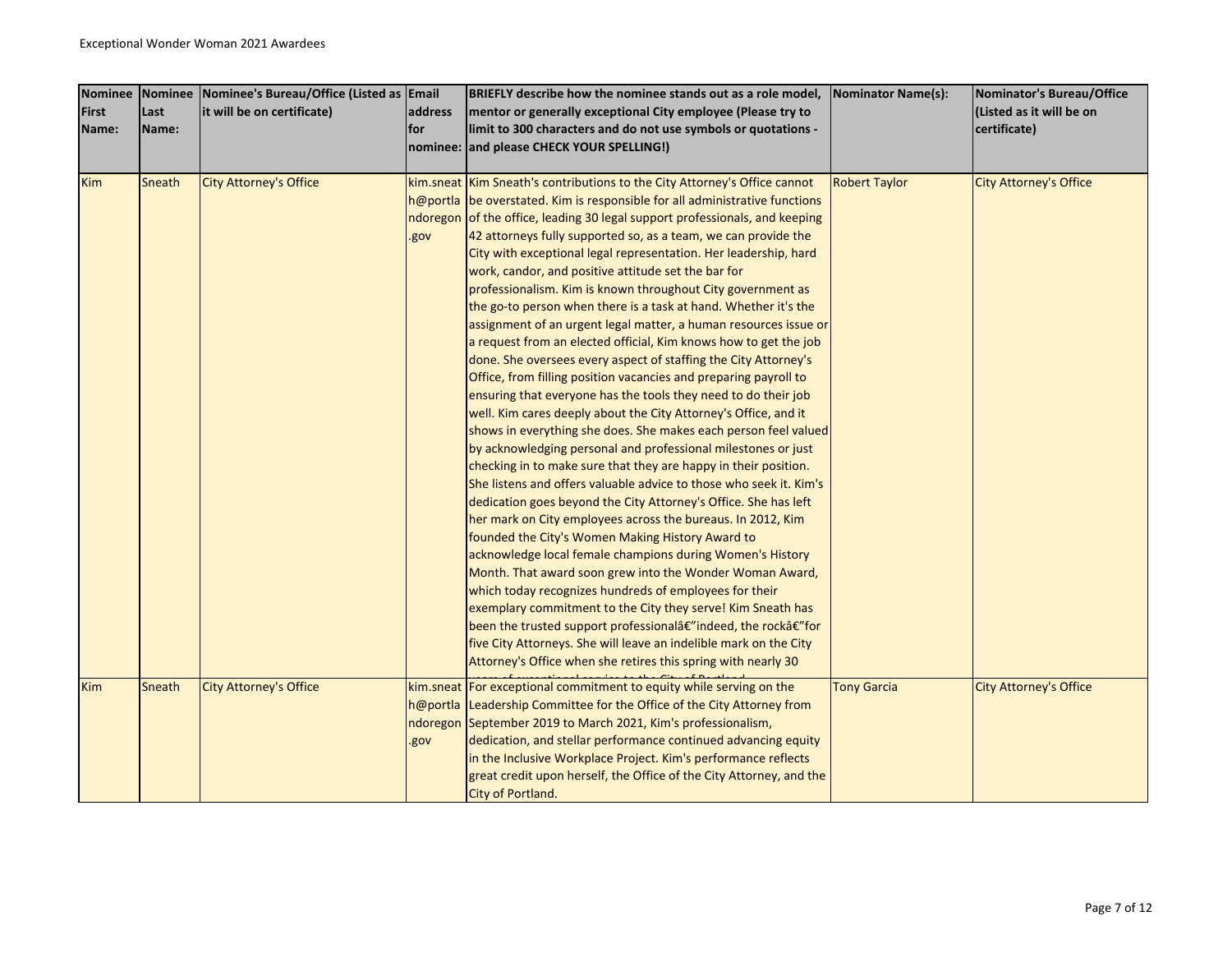| Nominee First Name: | Nominee Last Name: | Nominee's Bureau/Office (Listed as it will be on certificate) | Email address for nominee: | BRIEFLY describe how the nominee stands out as a role model, mentor or generally exceptional City employee (Please try to limit to 300 characters and do not use symbols or quotations - and please CHECK YOUR SPELLING!) | Nominator Name(s): | Nominator's Bureau/Office (Listed as it will be on certificate) |
|---|---|---|---|---|---|---|
| Kim | Sneath | City Attorney's Office | kim.sneath@portlandoregon.gov | Kim Sneath's contributions to the City Attorney's Office cannot be overstated. Kim is responsible for all administrative functions of the office, leading 30 legal support professionals, and keeping 42 attorneys fully supported so, as a team, we can provide the City with exceptional legal representation. Her leadership, hard work, candor, and positive attitude set the bar for professionalism. Kim is known throughout City government as the go-to person when there is a task at hand. Whether it's the assignment of an urgent legal matter, a human resources issue or a request from an elected official, Kim knows how to get the job done. She oversees every aspect of staffing the City Attorney's Office, from filling position vacancies and preparing payroll to ensuring that everyone has the tools they need to do their job well. Kim cares deeply about the City Attorney's Office, and it shows in everything she does. She makes each person feel valued by acknowledging personal and professional milestones or just checking in to make sure that they are happy in their position. She listens and offers valuable advice to those who seek it. Kim's dedication goes beyond the City Attorney's Office. She has left her mark on City employees across the bureaus. In 2012, Kim founded the City's Women Making History Award to acknowledge local female champions during Women's History Month. That award soon grew into the Wonder Woman Award, which today recognizes hundreds of employees for their exemplary commitment to the City they serve! Kim Sneath has been the trusted support professionalâ€"indeed, the rockâ€"for five City Attorneys. She will leave an indelible mark on the City Attorney's Office when she retires this spring with nearly 30 years of exceptional service to the City of Portland. | Robert Taylor | City Attorney's Office |
| Kim | Sneath | City Attorney's Office | kim.sneath@portlandoregon.gov | For exceptional commitment to equity while serving on the Leadership Committee for the Office of the City Attorney from September 2019 to March 2021, Kim's professionalism, dedication, and stellar performance continued advancing equity in the Inclusive Workplace Project. Kim's performance reflects great credit upon herself, the Office of the City Attorney, and the City of Portland. | Tony Garcia | City Attorney's Office |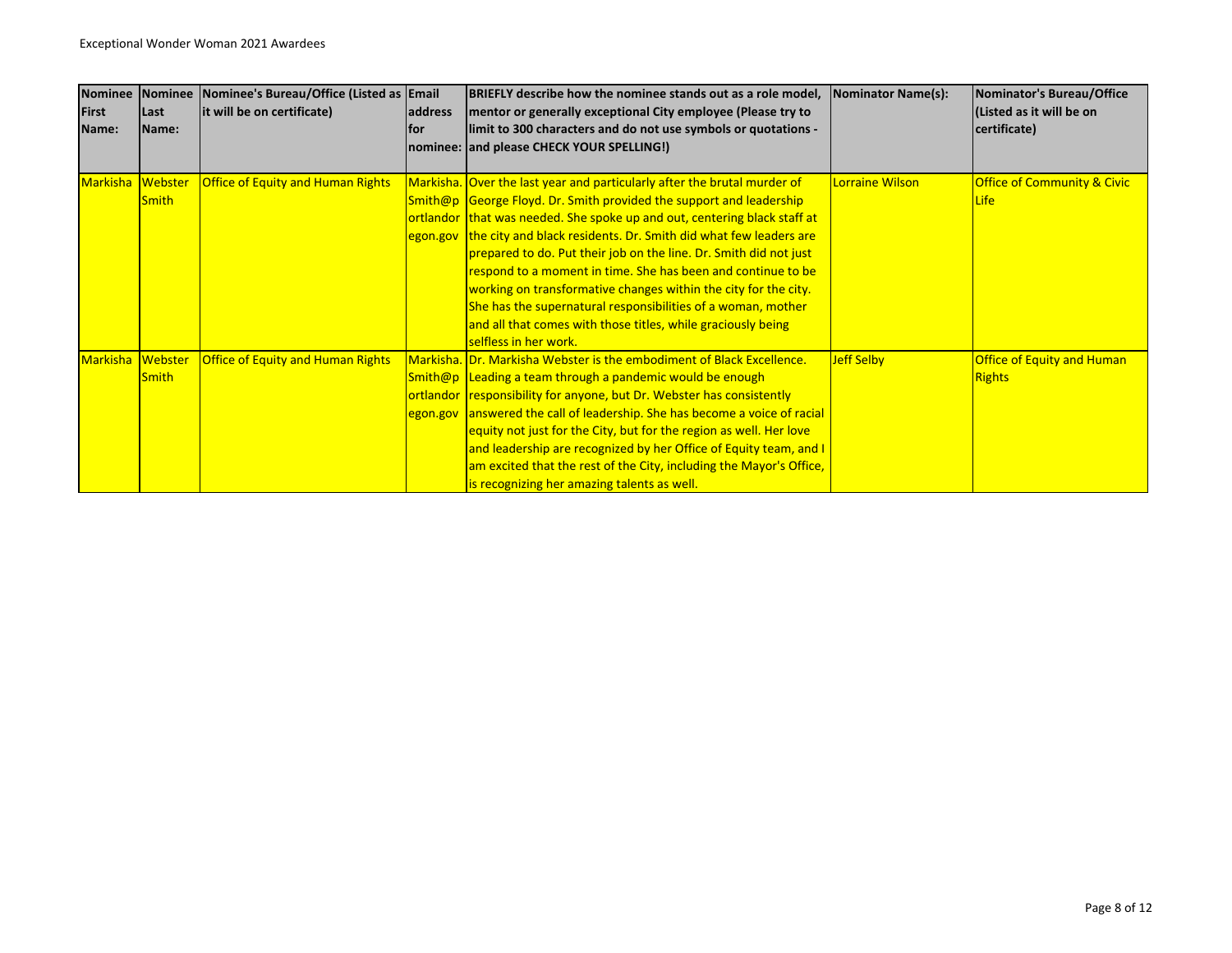Exceptional Wonder Woman 2021 Awardees

| Nominee First Name: | Nominee Last Name: | Nominee's Bureau/Office (Listed as it will be on certificate) | Email address for nominee: | BRIEFLY describe how the nominee stands out as a role model, mentor or generally exceptional City employee (Please try to limit to 300 characters and do not use symbols or quotations - and please CHECK YOUR SPELLING!) | Nominator Name(s): | Nominator's Bureau/Office (Listed as it will be on certificate) |
|---|---|---|---|---|---|---|
| Markisha | Webster Smith | Office of Equity and Human Rights | Markisha.Smith@portlandoregon.gov | Over the last year and particularly after the brutal murder of George Floyd. Dr. Smith provided the support and leadership that was needed. She spoke up and out, centering black staff at the city and black residents. Dr. Smith did what few leaders are prepared to do. Put their job on the line. Dr. Smith did not just respond to a moment in time. She has been and continue to be working on transformative changes within the city for the city. She has the supernatural responsibilities of a woman, mother and all that comes with those titles, while graciously being selfless in her work. | Lorraine Wilson | Office of Community & Civic Life |
| Markisha | Webster Smith | Office of Equity and Human Rights | Markisha.Smith@portlandoregon.gov | Dr. Markisha Webster is the embodiment of Black Excellence. Leading a team through a pandemic would be enough responsibility for anyone, but Dr. Webster has consistently answered the call of leadership. She has become a voice of racial equity not just for the City, but for the region as well. Her love and leadership are recognized by her Office of Equity team, and I am excited that the rest of the City, including the Mayor's Office, is recognizing her amazing talents as well. | Jeff Selby | Office of Equity and Human Rights |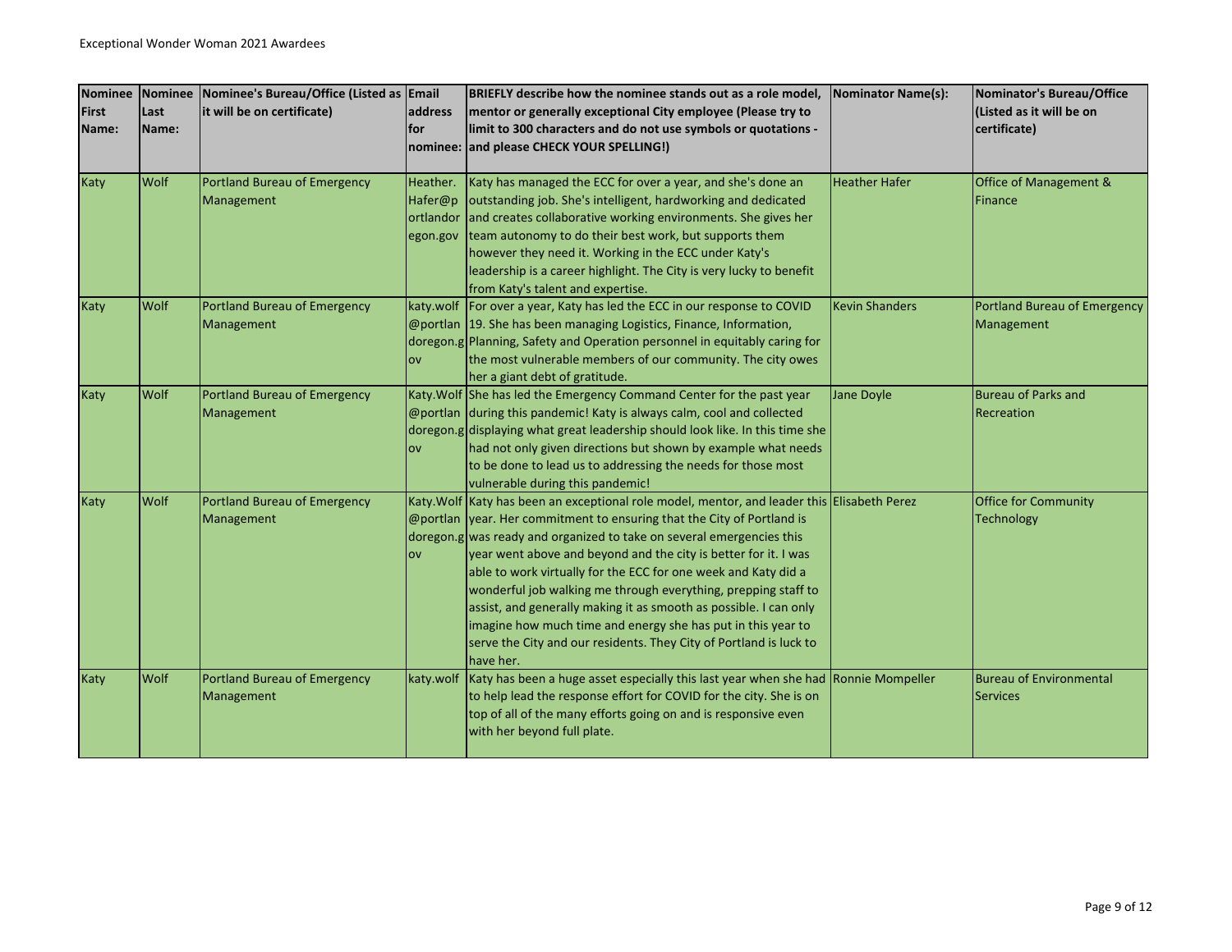| Nominee First Name: | Nominee Last Name: | Nominee's Bureau/Office (Listed as it will be on certificate) | Email address for nominee: | BRIEFLY describe how the nominee stands out as a role model, mentor or generally exceptional City employee (Please try to limit to 300 characters and do not use symbols or quotations - and please CHECK YOUR SPELLING!) | Nominator Name(s): | Nominator's Bureau/Office (Listed as it will be on certificate) |
|---|---|---|---|---|---|---|
| Katy | Wolf | Portland Bureau of Emergency Management | Heather.Hafer@portlandoregon.gov | Katy has managed the ECC for over a year, and she's done an outstanding job. She's intelligent, hardworking and dedicated and creates collaborative working environments. She gives her team autonomy to do their best work, but supports them however they need it. Working in the ECC under Katy's leadership is a career highlight. The City is very lucky to benefit from Katy's talent and expertise. | Heather Hafer | Office of Management & Finance |
| Katy | Wolf | Portland Bureau of Emergency Management | katy.wolf@portlandoregon.gov | For over a year, Katy has led the ECC in our response to COVID 19. She has been managing Logistics, Finance, Information, Planning, Safety and Operation personnel in equitably caring for the most vulnerable members of our community. The city owes her a giant debt of gratitude. | Kevin Shanders | Portland Bureau of Emergency Management |
| Katy | Wolf | Portland Bureau of Emergency Management | Katy.Wolf@portlandoregon.gov | She has led the Emergency Command Center for the past year during this pandemic! Katy is always calm, cool and collected displaying what great leadership should look like. In this time she had not only given directions but shown by example what needs to be done to lead us to addressing the needs for those most vulnerable during this pandemic! | Jane Doyle | Bureau of Parks and Recreation |
| Katy | Wolf | Portland Bureau of Emergency Management | Katy.Wolf@portlandoregon.gov | Katy has been an exceptional role model, mentor, and leader this year. Her commitment to ensuring that the City of Portland is was ready and organized to take on several emergencies this year went above and beyond and the city is better for it. I was able to work virtually for the ECC for one week and Katy did a wonderful job walking me through everything, prepping staff to assist, and generally making it as smooth as possible. I can only imagine how much time and energy she has put in this year to serve the City and our residents. They City of Portland is luck to have her. | Elisabeth Perez | Office for Community Technology |
| Katy | Wolf | Portland Bureau of Emergency Management | katy.wolf | Katy has been a huge asset especially this last year when she had to help lead the response effort for COVID for the city. She is on top of all of the many efforts going on and is responsive even with her beyond full plate. | Ronnie Mompeller | Bureau of Environmental Services |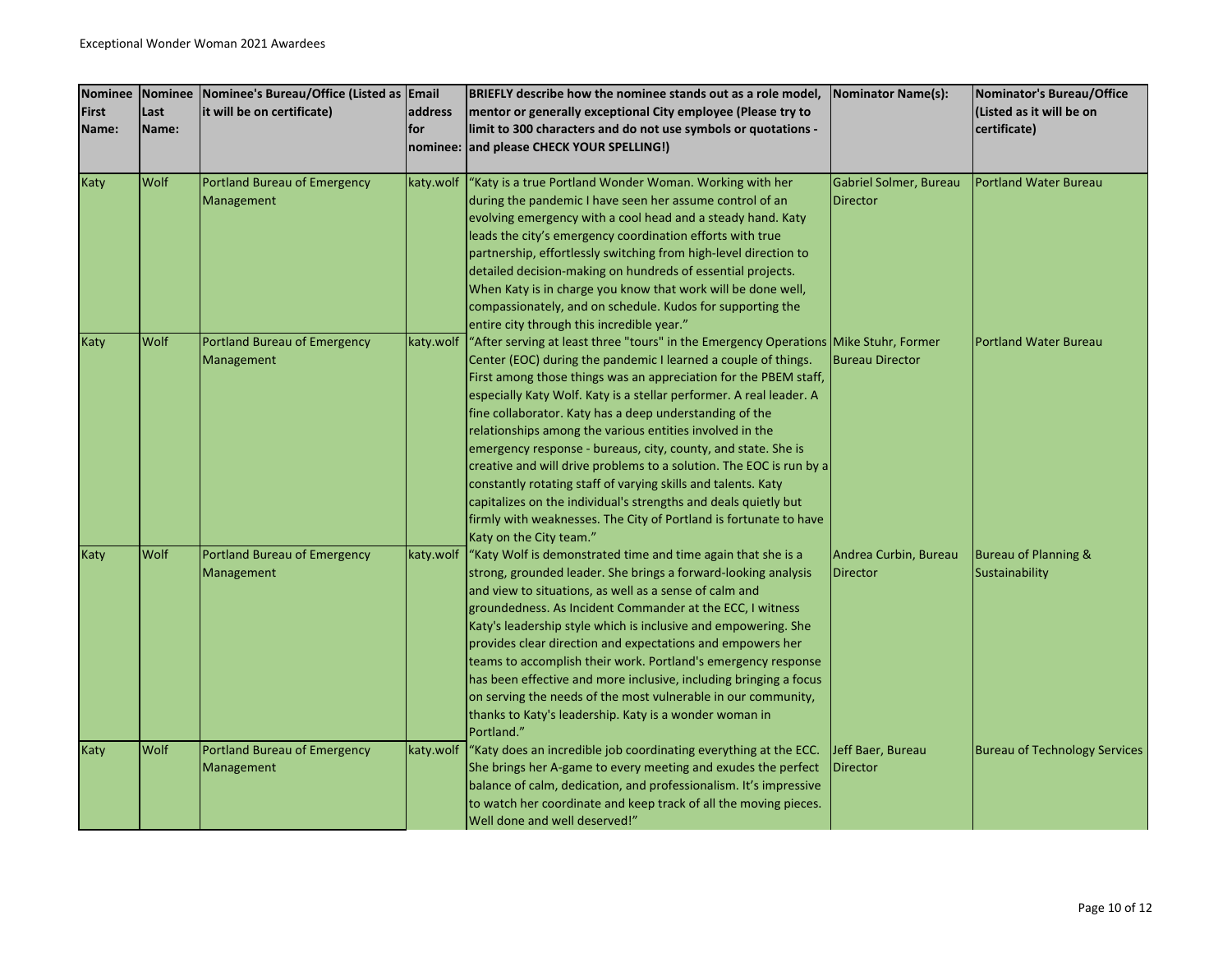| Nominee First Name: | Nominee Last Name: | Nominee's Bureau/Office (Listed as it will be on certificate) | Email address for nominee: | BRIEFLY describe how the nominee stands out as a role model, mentor or generally exceptional City employee (Please try to limit to 300 characters and do not use symbols or quotations - and please CHECK YOUR SPELLING!) | Nominator Name(s): | Nominator's Bureau/Office (Listed as it will be on certificate) |
|---|---|---|---|---|---|---|
| Katy | Wolf | Portland Bureau of Emergency Management | katy.wolf | "Katy is a true Portland Wonder Woman. Working with her during the pandemic I have seen her assume control of an evolving emergency with a cool head and a steady hand. Katy leads the city's emergency coordination efforts with true partnership, effortlessly switching from high-level direction to detailed decision-making on hundreds of essential projects. When Katy is in charge you know that work will be done well, compassionately, and on schedule. Kudos for supporting the entire city through this incredible year." | Gabriel Solmer, Bureau Director | Portland Water Bureau |
| Katy | Wolf | Portland Bureau of Emergency Management | katy.wolf | "After serving at least three "tours" in the Emergency Operations Center (EOC) during the pandemic I learned a couple of things. First among those things was an appreciation for the PBEM staff, especially Katy Wolf. Katy is a stellar performer. A real leader. A fine collaborator. Katy has a deep understanding of the relationships among the various entities involved in the emergency response - bureaus, city, county, and state. She is creative and will drive problems to a solution. The EOC is run by a constantly rotating staff of varying skills and talents. Katy capitalizes on the individual's strengths and deals quietly but firmly with weaknesses. The City of Portland is fortunate to have Katy on the City team." | Mike Stuhr, Former Bureau Director | Portland Water Bureau |
| Katy | Wolf | Portland Bureau of Emergency Management | katy.wolf | "Katy Wolf is demonstrated time and time again that she is a strong, grounded leader. She brings a forward-looking analysis and view to situations, as well as a sense of calm and groundedness. As Incident Commander at the ECC, I witness Katy's leadership style which is inclusive and empowering. She provides clear direction and expectations and empowers her teams to accomplish their work. Portland's emergency response has been effective and more inclusive, including bringing a focus on serving the needs of the most vulnerable in our community, thanks to Katy's leadership. Katy is a wonder woman in Portland." | Andrea Curbin, Bureau Director | Bureau of Planning & Sustainability |
| Katy | Wolf | Portland Bureau of Emergency Management | katy.wolf | "Katy does an incredible job coordinating everything at the ECC. She brings her A-game to every meeting and exudes the perfect balance of calm, dedication, and professionalism. It's impressive to watch her coordinate and keep track of all the moving pieces. Well done and well deserved!" | Jeff Baer, Bureau Director | Bureau of Technology Services |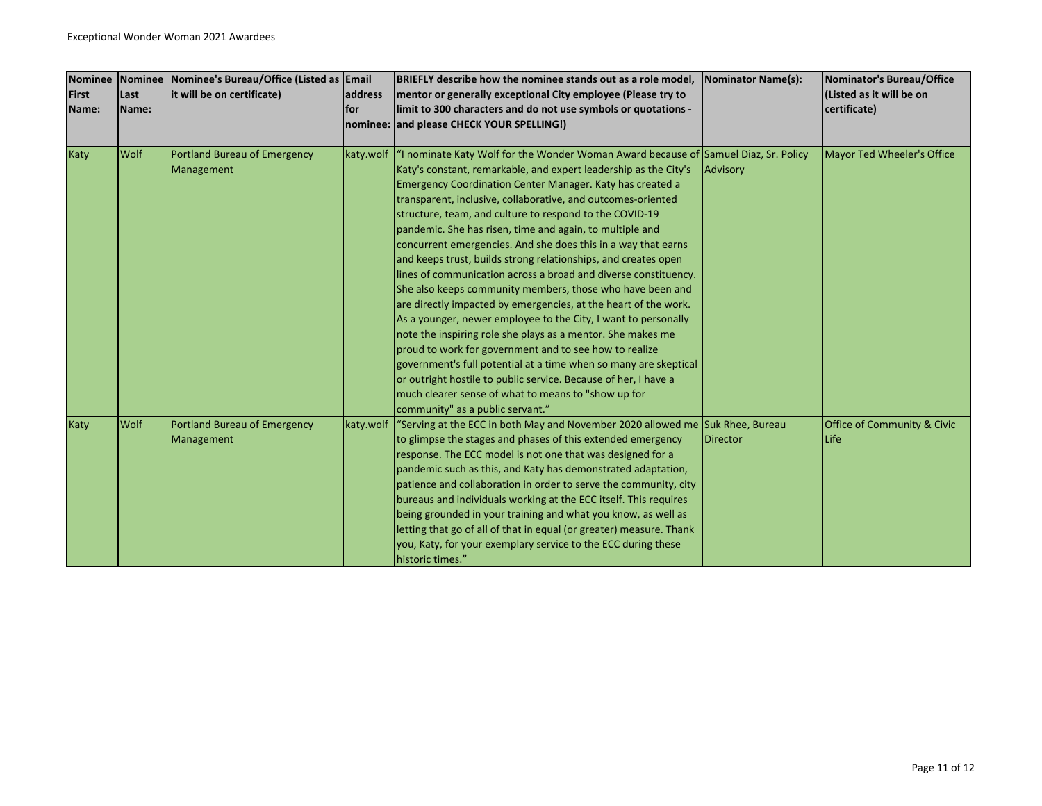| Nominee First Name: | Nominee Last Name: | Nominee's Bureau/Office (Listed as it will be on certificate) | Email address for nominee: | BRIEFLY describe how the nominee stands out as a role model, mentor or generally exceptional City employee (Please try to limit to 300 characters and do not use symbols or quotations - and please CHECK YOUR SPELLING!) | Nominator Name(s): | Nominator's Bureau/Office (Listed as it will be on certificate) |
|---|---|---|---|---|---|---|
| Katy | Wolf | Portland Bureau of Emergency Management | katy.wolf | "I nominate Katy Wolf for the Wonder Woman Award because of Katy's constant, remarkable, and expert leadership as the City's Emergency Coordination Center Manager. Katy has created a transparent, inclusive, collaborative, and outcomes-oriented structure, team, and culture to respond to the COVID-19 pandemic. She has risen, time and again, to multiple and concurrent emergencies. And she does this in a way that earns and keeps trust, builds strong relationships, and creates open lines of communication across a broad and diverse constituency. She also keeps community members, those who have been and are directly impacted by emergencies, at the heart of the work. As a younger, newer employee to the City, I want to personally note the inspiring role she plays as a mentor. She makes me proud to work for government and to see how to realize government's full potential at a time when so many are skeptical or outright hostile to public service. Because of her, I have a much clearer sense of what to means to "show up for community" as a public servant." | Samuel Diaz, Sr. Policy Advisory | Mayor Ted Wheeler's Office |
| Katy | Wolf | Portland Bureau of Emergency Management | katy.wolf | "Serving at the ECC in both May and November 2020 allowed me to glimpse the stages and phases of this extended emergency response. The ECC model is not one that was designed for a pandemic such as this, and Katy has demonstrated adaptation, patience and collaboration in order to serve the community, city bureaus and individuals working at the ECC itself. This requires being grounded in your training and what you know, as well as letting that go of all of that in equal (or greater) measure. Thank you, Katy, for your exemplary service to the ECC during these historic times." | Suk Rhee, Bureau Director | Office of Community & Civic Life |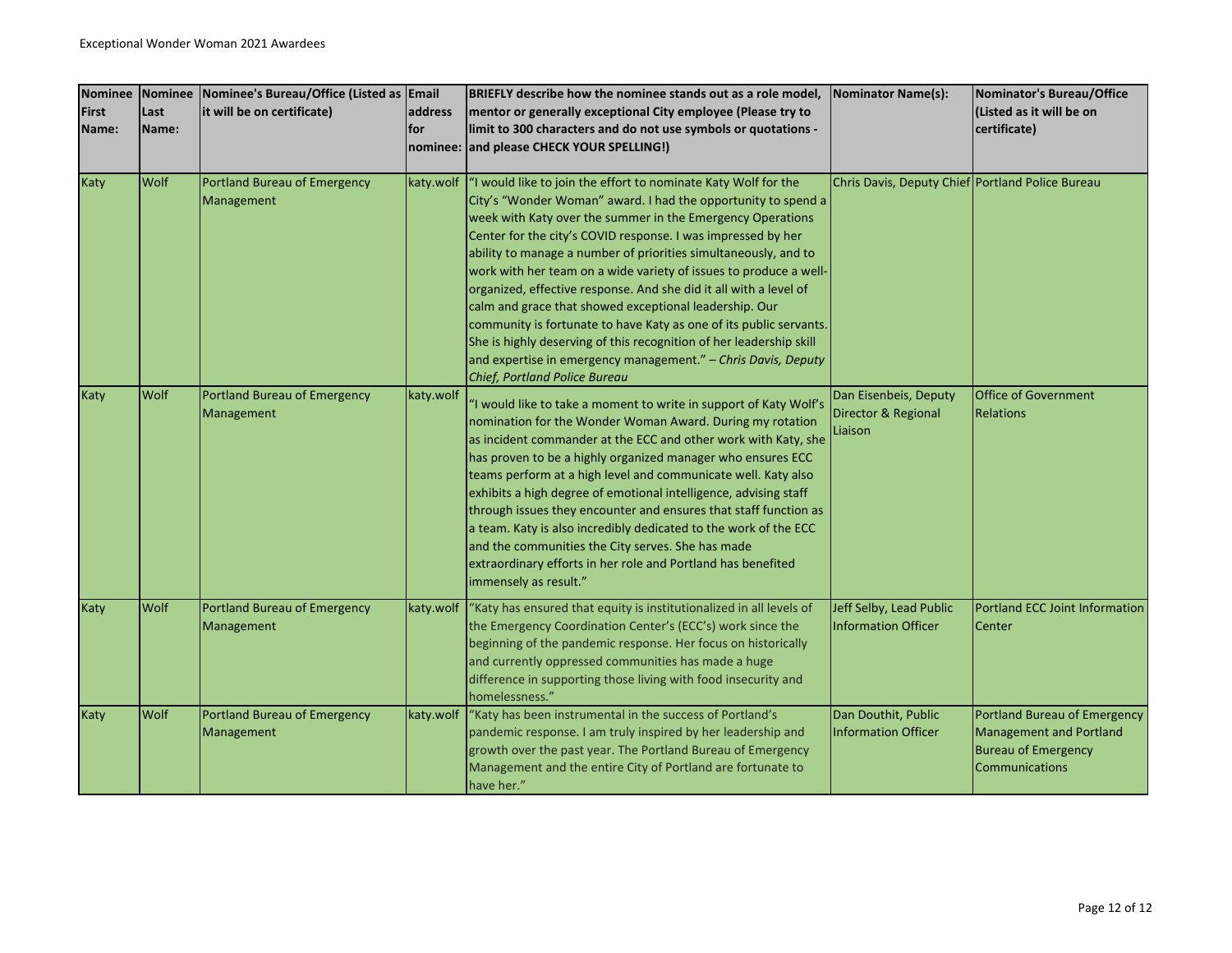| Nominee First Name: | Nominee Last Name: | Nominee's Bureau/Office (Listed as it will be on certificate) | Email address for nominee: | BRIEFLY describe how the nominee stands out as a role model, mentor or generally exceptional City employee (Please try to limit to 300 characters and do not use symbols or quotations - and please CHECK YOUR SPELLING!) | Nominator Name(s): | Nominator's Bureau/Office (Listed as it will be on certificate) |
|---|---|---|---|---|---|---|
| Katy | Wolf | Portland Bureau of Emergency Management | katy.wolf | "I would like to join the effort to nominate Katy Wolf for the City's "Wonder Woman" award. I had the opportunity to spend a week with Katy over the summer in the Emergency Operations Center for the city's COVID response. I was impressed by her ability to manage a number of priorities simultaneously, and to work with her team on a wide variety of issues to produce a well-organized, effective response. And she did it all with a level of calm and grace that showed exceptional leadership. Our community is fortunate to have Katy as one of its public servants. She is highly deserving of this recognition of her leadership skill and expertise in emergency management." – *Chris Davis, Deputy Chief, Portland Police Bureau* | Chris Davis, Deputy Chief | Portland Police Bureau |
| Katy | Wolf | Portland Bureau of Emergency Management | katy.wolf | "I would like to take a moment to write in support of Katy Wolf's nomination for the Wonder Woman Award. During my rotation as incident commander at the ECC and other work with Katy, she has proven to be a highly organized manager who ensures ECC teams perform at a high level and communicate well. Katy also exhibits a high degree of emotional intelligence, advising staff through issues they encounter and ensures that staff function as a team. Katy is also incredibly dedicated to the work of the ECC and the communities the City serves. She has made extraordinary efforts in her role and Portland has benefited immensely as result." | Dan Eisenbeis, Deputy Director & Regional Liaison | Office of Government Relations |
| Katy | Wolf | Portland Bureau of Emergency Management | katy.wolf | "Katy has ensured that equity is institutionalized in all levels of the Emergency Coordination Center's (ECC's) work since the beginning of the pandemic response. Her focus on historically and currently oppressed communities has made a huge difference in supporting those living with food insecurity and homelessness." | Jeff Selby, Lead Public Information Officer | Portland ECC Joint Information Center |
| Katy | Wolf | Portland Bureau of Emergency Management | katy.wolf | "Katy has been instrumental in the success of Portland's pandemic response. I am truly inspired by her leadership and growth over the past year. The Portland Bureau of Emergency Management and the entire City of Portland are fortunate to have her." | Dan Douthit, Public Information Officer | Portland Bureau of Emergency Management and Portland Bureau of Emergency Communications |